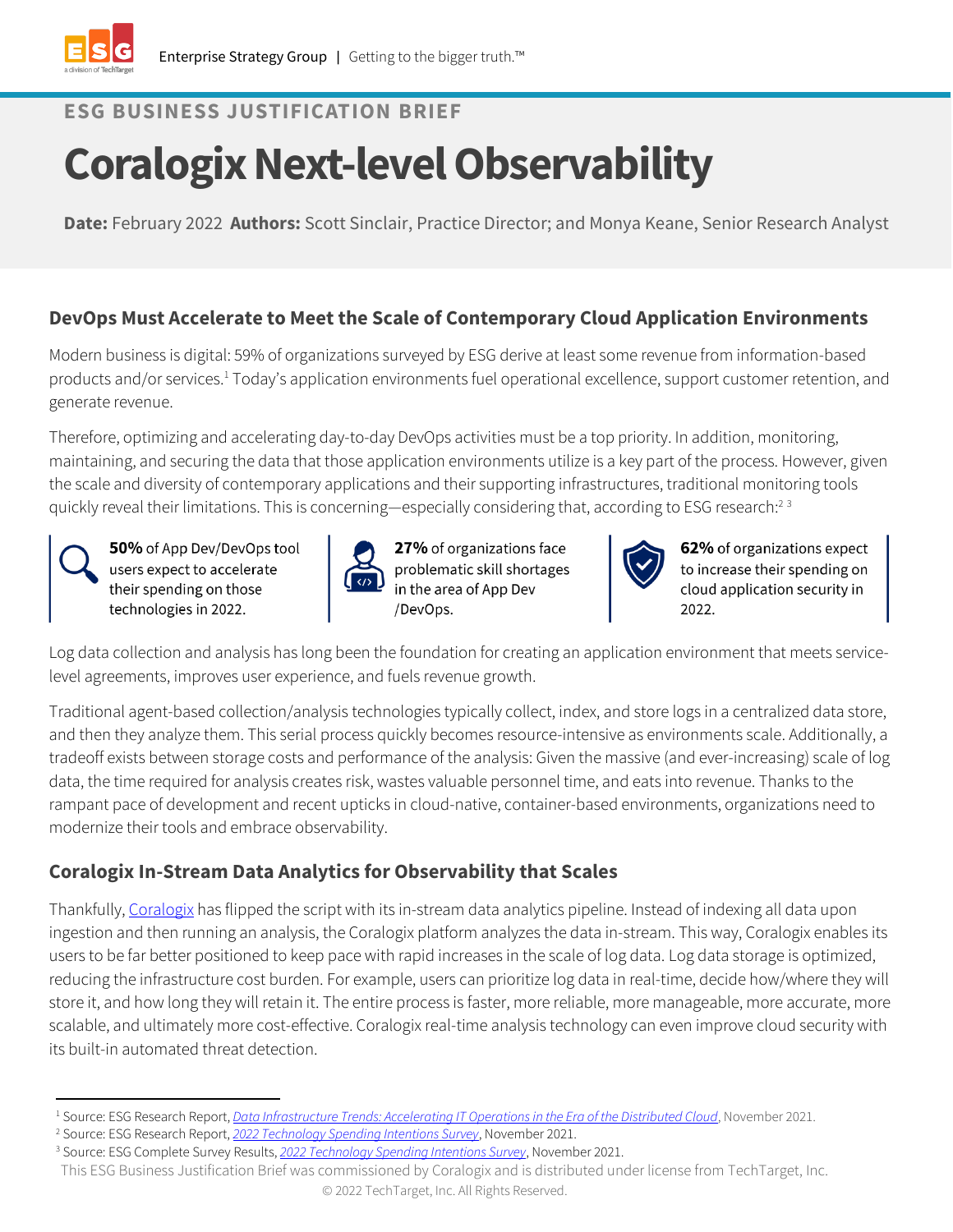ESG BUSINESS JUSTIFICATION BRIEF

# Coralogix Next-level Observability

**Date:** February 2022 **Authors:** Scott Sinclair, Practice Director; and Monya Keane, Senior Research Analyst

## DevOps Must Accelerate to Meet the Scale of Contemporary Cloud Application Environments

Modern business is digital: 59% of organizations surveyed by ESG derive at least some revenue from information-based products and/or services.[1] Today's application environments fuel operational excellence, support customer retention, and generate revenue.

Therefore, optimizing and accelerating day-to-day DevOps activities must be a top priority. In addition, monitoring, maintaining, and securing the data that those application environments utilize is a key part of the process. However, given the scale and diversity of contemporary applications and their supporting infrastructures, traditional monitoring tools quickly reveal their limitations. This is concerning—especially considering that, according to ESG research:[2,3]

- **50%** of App Dev/DevOps tool users expect to accelerate their spending on those technologies in 2022.
- **27%** of organizations face problematic skill shortages in the area of App Dev /DevOps.
- **62%** of organizations expect to increase their spending on cloud application security in 2022.

Log data collection and analysis has long been the foundation for creating an application environment that meets service-level agreements, improves user experience, and fuels revenue growth.

Traditional agent-based collection/analysis technologies typically collect, index, and store logs in a centralized data store, and then they analyze them. This serial process quickly becomes resource-intensive as environments scale. Additionally, a tradeoff exists between storage costs and performance of the analysis: Given the massive (and ever-increasing) scale of log data, the time required for analysis creates risk, wastes valuable personnel time, and eats into revenue. Thanks to the rampant pace of development and recent upticks in cloud-native, container-based environments, organizations need to modernize their tools and embrace observability.

## Coralogix In-Stream Data Analytics for Observability that Scales

Thankfully, Coralogix has flipped the script with its in-stream data analytics pipeline. Instead of indexing all data upon ingestion and then running an analysis, the Coralogix platform analyzes the data in-stream. This way, Coralogix enables its users to be far better positioned to keep pace with rapid increases in the scale of log data. Log data storage is optimized, reducing the infrastructure cost burden. For example, users can prioritize log data in real-time, decide how/where they will store it, and how long they will retain it. The entire process is faster, more reliable, more manageable, more accurate, more scalable, and ultimately more cost-effective. Coralogix real-time analysis technology can even improve cloud security with its built-in automated threat detection.

---

[1] Source: ESG Research Report, *Data Infrastructure Trends: Accelerating IT Operations in the Era of the Distributed Cloud*, November 2021.
[2] Source: ESG Research Report, *2022 Technology Spending Intentions Survey*, November 2021.
[3] Source: ESG Complete Survey Results, *2022 Technology Spending Intentions Survey*, November 2021.

This ESG Business Justification Brief was commissioned by Coralogix and is distributed under license from TechTarget, Inc.
© 2022 TechTarget, Inc. All Rights Reserved.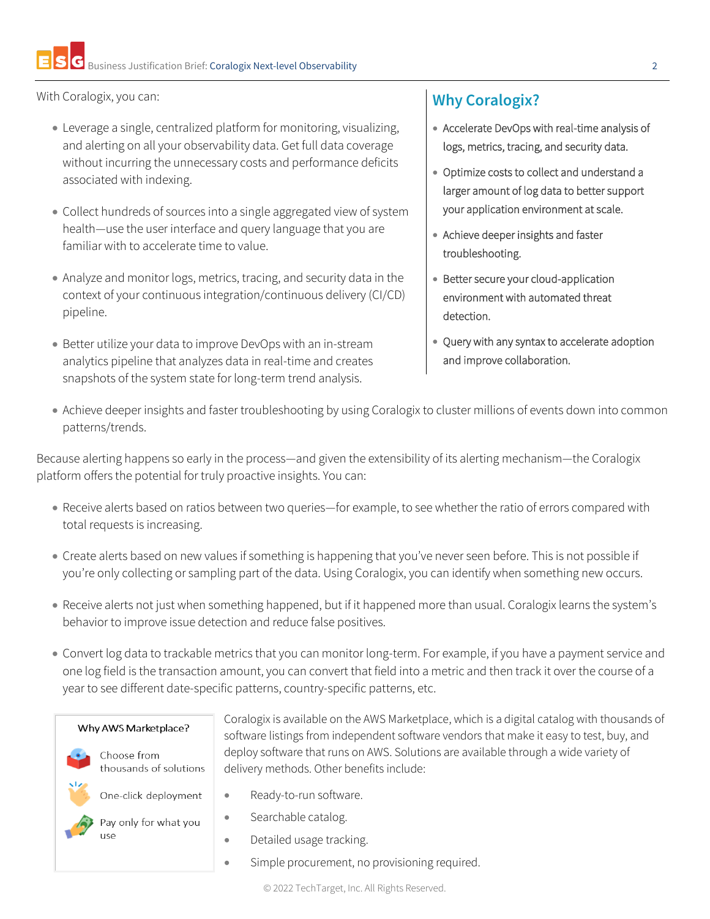With Coralogix, you can:

- Leverage a single, centralized platform for monitoring, visualizing, and alerting on all your observability data. Get full data coverage without incurring the unnecessary costs and performance deficits associated with indexing.
- Collect hundreds of sources into a single aggregated view of system health—use the user interface and query language that you are familiar with to accelerate time to value.
- Analyze and monitor logs, metrics, tracing, and security data in the context of your continuous integration/continuous delivery (CI/CD) pipeline.
- Better utilize your data to improve DevOps with an in-stream analytics pipeline that analyzes data in real-time and creates snapshots of the system state for long-term trend analysis.
- Achieve deeper insights and faster troubleshooting by using Coralogix to cluster millions of events down into common patterns/trends.

## Why Coralogix?

- Accelerate DevOps with real-time analysis of logs, metrics, tracing, and security data.
- Optimize costs to collect and understand a larger amount of log data to better support your application environment at scale.
- Achieve deeper insights and faster troubleshooting.
- Better secure your cloud-application environment with automated threat detection.
- Query with any syntax to accelerate adoption and improve collaboration.

Because alerting happens so early in the process—and given the extensibility of its alerting mechanism—the Coralogix platform offers the potential for truly proactive insights. You can:

- Receive alerts based on ratios between two queries—for example, to see whether the ratio of errors compared with total requests is increasing.
- Create alerts based on new values if something is happening that you've never seen before. This is not possible if you're only collecting or sampling part of the data. Using Coralogix, you can identify when something new occurs.
- Receive alerts not just when something happened, but if it happened more than usual. Coralogix learns the system's behavior to improve issue detection and reduce false positives.
- Convert log data to trackable metrics that you can monitor long-term. For example, if you have a payment service and one log field is the transaction amount, you can convert that field into a metric and then track it over the course of a year to see different date-specific patterns, country-specific patterns, etc.

**Why AWS Marketplace?**

- Choose from thousands of solutions
- One-click deployment
- Pay only for what you use

Coralogix is available on the AWS Marketplace, which is a digital catalog with thousands of software listings from independent software vendors that make it easy to test, buy, and deploy software that runs on AWS. Solutions are available through a wide variety of delivery methods. Other benefits include:

- Ready-to-run software.
- Searchable catalog.
- Detailed usage tracking.
- Simple procurement, no provisioning required.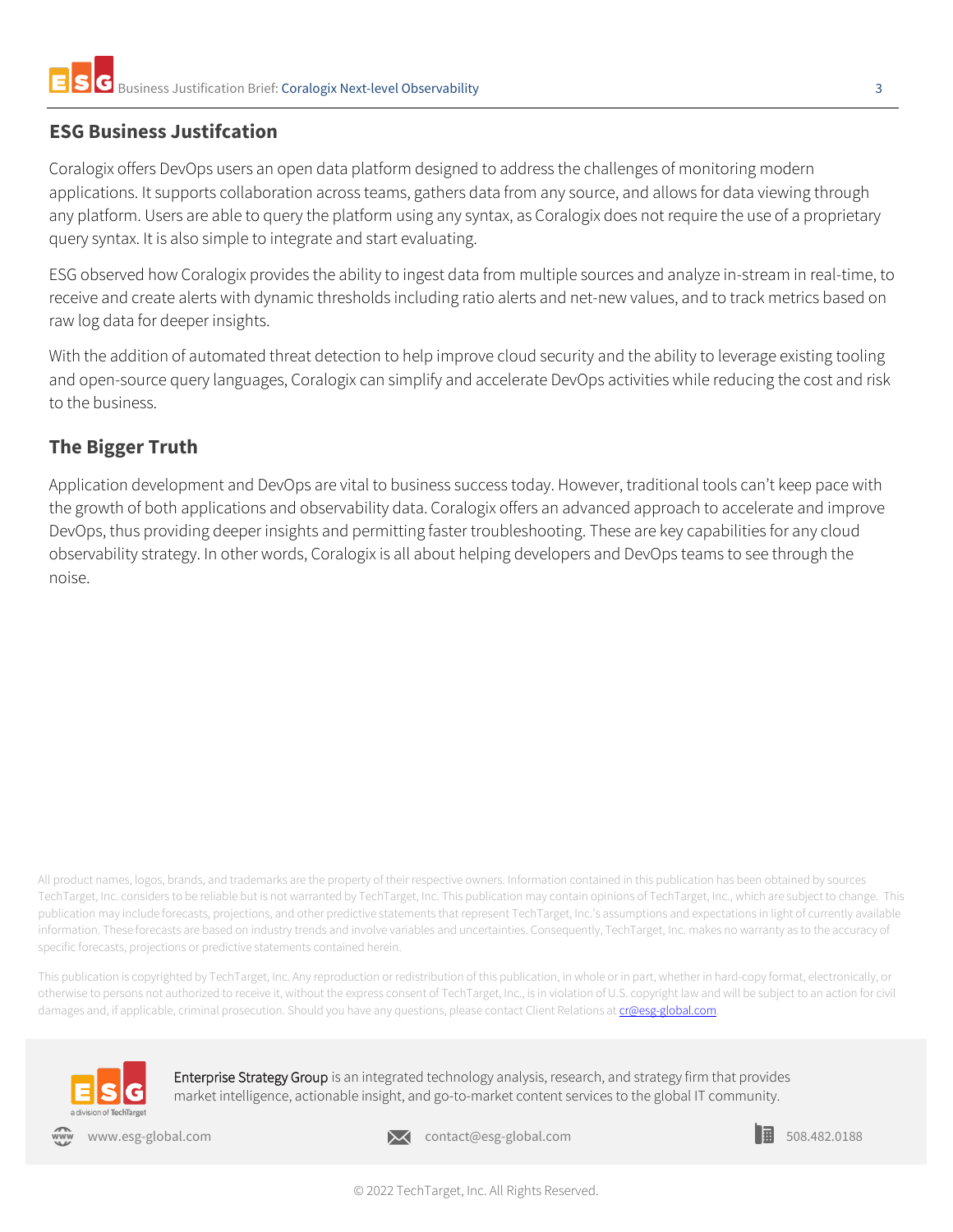## ESG Business Justifcation

Coralogix offers DevOps users an open data platform designed to address the challenges of monitoring modern applications. It supports collaboration across teams, gathers data from any source, and allows for data viewing through any platform. Users are able to query the platform using any syntax, as Coralogix does not require the use of a proprietary query syntax. It is also simple to integrate and start evaluating.

ESG observed how Coralogix provides the ability to ingest data from multiple sources and analyze in-stream in real-time, to receive and create alerts with dynamic thresholds including ratio alerts and net-new values, and to track metrics based on raw log data for deeper insights.

With the addition of automated threat detection to help improve cloud security and the ability to leverage existing tooling and open-source query languages, Coralogix can simplify and accelerate DevOps activities while reducing the cost and risk to the business.

## The Bigger Truth

Application development and DevOps are vital to business success today. However, traditional tools can't keep pace with the growth of both applications and observability data. Coralogix offers an advanced approach to accelerate and improve DevOps, thus providing deeper insights and permitting faster troubleshooting. These are key capabilities for any cloud observability strategy. In other words, Coralogix is all about helping developers and DevOps teams to see through the noise.

All product names, logos, brands, and trademarks are the property of their respective owners. Information contained in this publication has been obtained by sources TechTarget, Inc. considers to be reliable but is not warranted by TechTarget, Inc. This publication may contain opinions of TechTarget, Inc., which are subject to change. This publication may include forecasts, projections, and other predictive statements that represent TechTarget, Inc.'s assumptions and expectations in light of currently available information. These forecasts are based on industry trends and involve variables and uncertainties. Consequently, TechTarget, Inc. makes no warranty as to the accuracy of specific forecasts, projections or predictive statements contained herein.

This publication is copyrighted by TechTarget, Inc. Any reproduction or redistribution of this publication, in whole or in part, whether in hard-copy format, electronically, or otherwise to persons not authorized to receive it, without the express consent of TechTarget, Inc., is in violation of U.S. copyright law and will be subject to an action for civil damages and, if applicable, criminal prosecution. Should you have any questions, please contact Client Relations at cr@esg-global.com.

Enterprise Strategy Group is an integrated technology analysis, research, and strategy firm that provides market intelligence, actionable insight, and go-to-market content services to the global IT community.

www.esg-global.com contact@esg-global.com 508.482.0188

© 2022 TechTarget, Inc. All Rights Reserved.